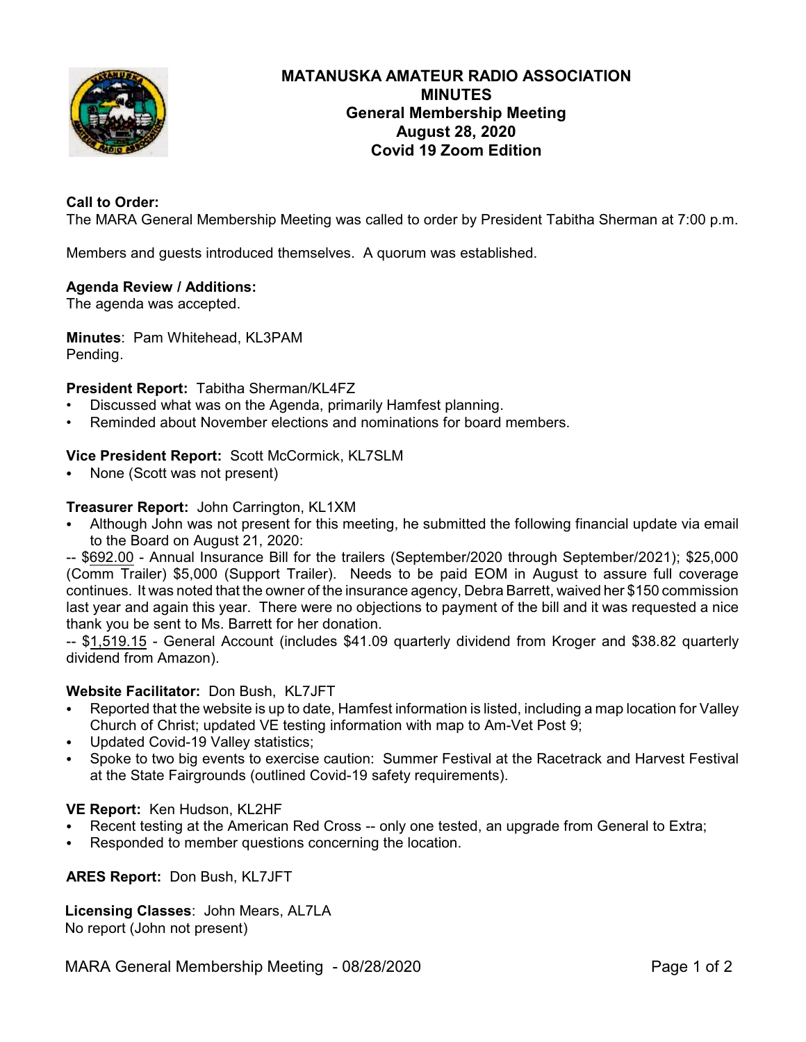# MATANUSKA AMATEUR RADIO ASSOCIATION
## MINUTES
### General Membership Meeting
### August 28, 2020
### Covid 19 Zoom Edition

**Call to Order:**
The MARA General Membership Meeting was called to order by President Tabitha Sherman at 7:00 p.m.

Members and guests introduced themselves. A quorum was established.

**Agenda Review / Additions:**
The agenda was accepted.

**Minutes**: Pam Whitehead, KL3PAM
Pending.

**President Report:** Tabitha Sherman/KL4FZ
- Discussed what was on the Agenda, primarily Hamfest planning.
- Reminded about November elections and nominations for board members.

**Vice President Report:** Scott McCormick, KL7SLM
- None (Scott was not present)

**Treasurer Report:** John Carrington, KL1XM
- Although John was not present for this meeting, he submitted the following financial update via email to the Board on August 21, 2020:

-- $692.00 - Annual Insurance Bill for the trailers (September/2020 through September/2021); $25,000 (Comm Trailer) $5,000 (Support Trailer). Needs to be paid EOM in August to assure full coverage continues. It was noted that the owner of the insurance agency, Debra Barrett, waived her $150 commission last year and again this year. There were no objections to payment of the bill and it was requested a nice thank you be sent to Ms. Barrett for her donation.

-- $1,519.15 - General Account (includes $41.09 quarterly dividend from Kroger and $38.82 quarterly dividend from Amazon).

**Website Facilitator:** Don Bush, KL7JFT
- Reported that the website is up to date, Hamfest information is listed, including a map location for Valley Church of Christ; updated VE testing information with map to Am-Vet Post 9;
- Updated Covid-19 Valley statistics;
- Spoke to two big events to exercise caution: Summer Festival at the Racetrack and Harvest Festival at the State Fairgrounds (outlined Covid-19 safety requirements).

**VE Report:** Ken Hudson, KL2HF
- Recent testing at the American Red Cross -- only one tested, an upgrade from General to Extra;
- Responded to member questions concerning the location.

**ARES Report:** Don Bush, KL7JFT

**Licensing Classes**: John Mears, AL7LA
No report (John not present)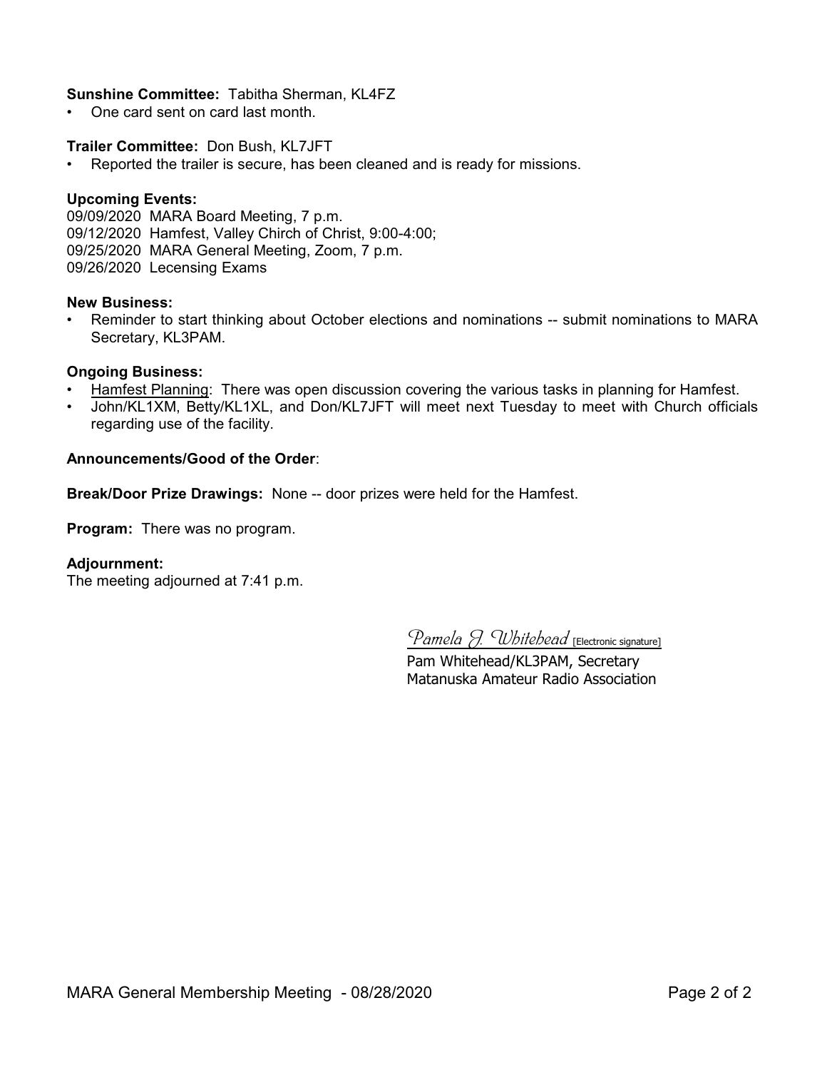**Sunshine Committee:** Tabitha Sherman, KL4FZ

- One card sent on card last month.

**Trailer Committee:** Don Bush, KL7JFT

- Reported the trailer is secure, has been cleaned and is ready for missions.

**Upcoming Events:**

09/09/2020 MARA Board Meeting, 7 p.m.
09/12/2020 Hamfest, Valley Church of Christ, 9:00-4:00;
09/25/2020 MARA General Meeting, Zoom, 7 p.m.
09/26/2020 Lecensing Exams

**New Business:**

- Reminder to start thinking about October elections and nominations -- submit nominations to MARA Secretary, KL3PAM.

**Ongoing Business:**

- Hamfest Planning: There was open discussion covering the various tasks in planning for Hamfest.
- John/KL1XM, Betty/KL1XL, and Don/KL7JFT will meet next Tuesday to meet with Church officials regarding use of the facility.

**Announcements/Good of the Order**:

**Break/Door Prize Drawings:** None -- door prizes were held for the Hamfest.

**Program:** There was no program.

**Adjournment:**

The meeting adjourned at 7:41 p.m.

*Pamela J. Whitehead* [Electronic signature]

Pam Whitehead/KL3PAM, Secretary
Matanuska Amateur Radio Association